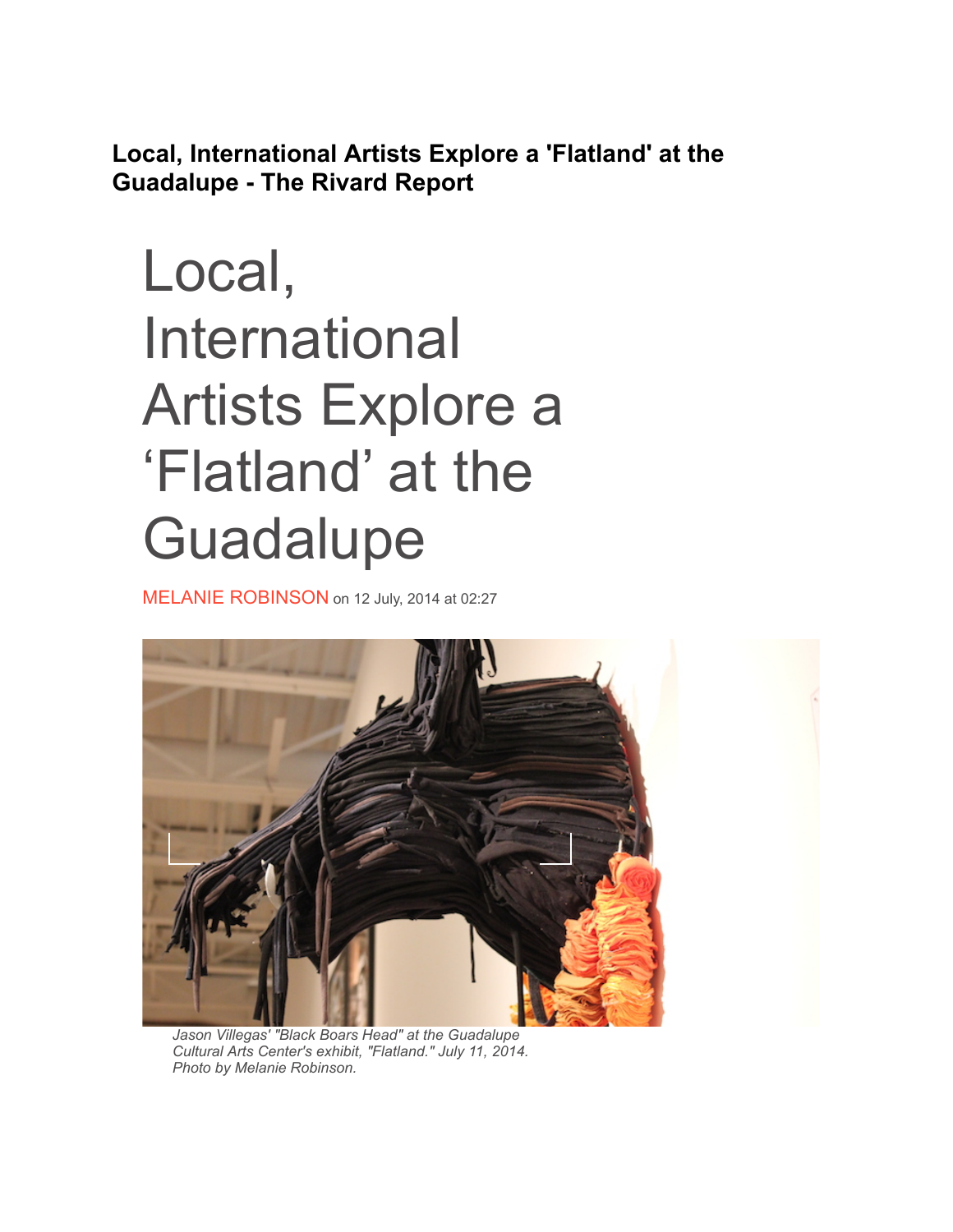**Local, International Artists Explore a 'Flatland' at the Guadalupe - The Rivard Report**

# Local, International Artists Explore a 'Flatland' at the Guadalupe

MELANIE ROBINSON on 12 July, 2014 at 02:27

*Jason Villegas' "Black Boars Head" at the Guadalupe Cultural Arts Center's exhibit, "Flatland." July 11, 2014. Photo by Melanie Robinson.*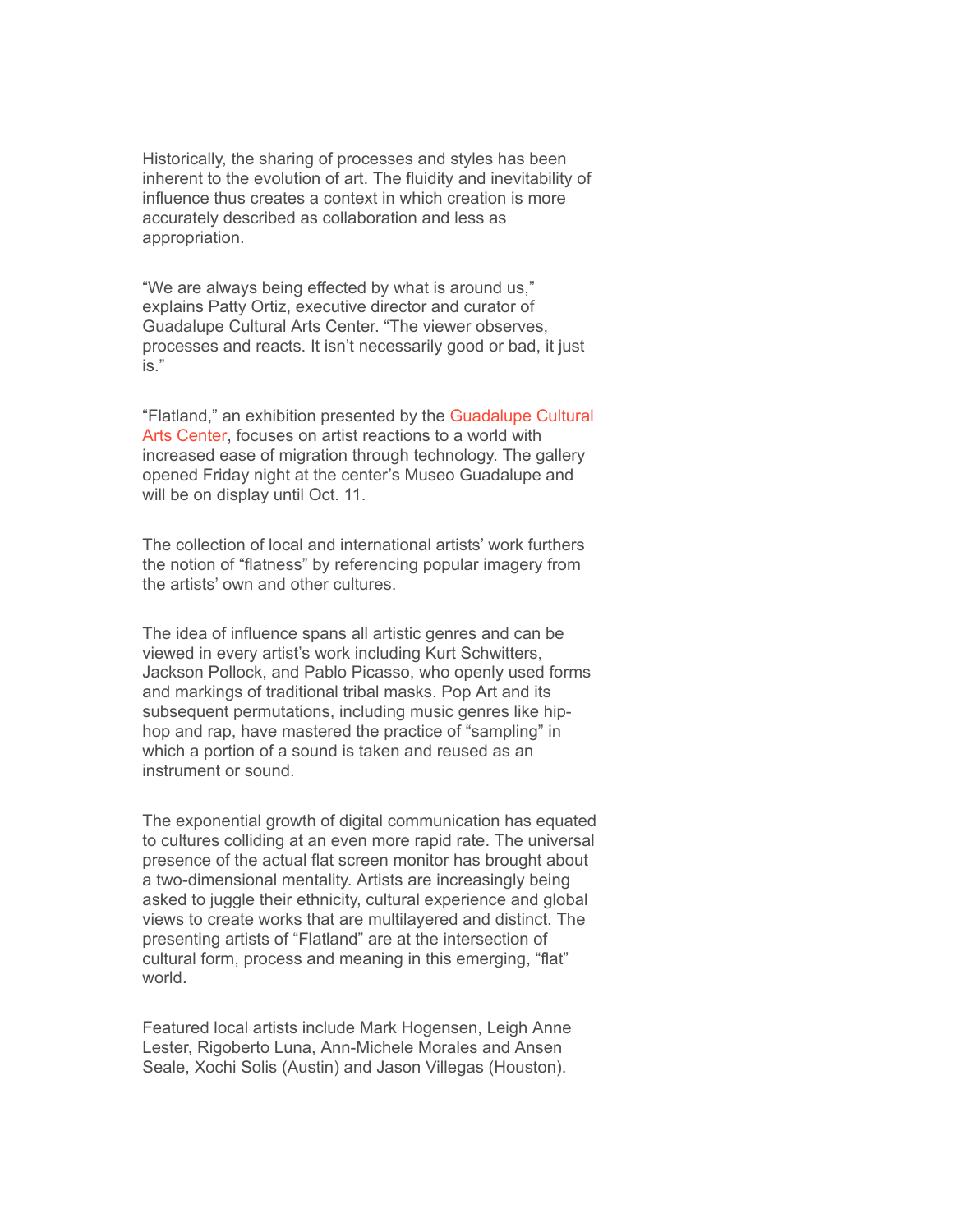Historically, the sharing of processes and styles has been inherent to the evolution of art. The fluidity and inevitability of influence thus creates a context in which creation is more accurately described as collaboration and less as appropriation.

“We are always being effected by what is around us,” explains Patty Ortiz, executive director and curator of Guadalupe Cultural Arts Center. “The viewer observes, processes and reacts. It isn’t necessarily good or bad, it just is.”

“Flatland,” an exhibition presented by the Guadalupe Cultural Arts Center, focuses on artist reactions to a world with increased ease of migration through technology. The gallery opened Friday night at the center’s Museo Guadalupe and will be on display until Oct. 11.

The collection of local and international artists’ work furthers the notion of “flatness” by referencing popular imagery from the artists’ own and other cultures.

The idea of influence spans all artistic genres and can be viewed in every artist’s work including Kurt Schwitters, Jackson Pollock, and Pablo Picasso, who openly used forms and markings of traditional tribal masks. Pop Art and its subsequent permutations, including music genres like hip-hop and rap, have mastered the practice of “sampling” in which a portion of a sound is taken and reused as an instrument or sound.

The exponential growth of digital communication has equated to cultures colliding at an even more rapid rate. The universal presence of the actual flat screen monitor has brought about a two-dimensional mentality. Artists are increasingly being asked to juggle their ethnicity, cultural experience and global views to create works that are multilayered and distinct. The presenting artists of “Flatland” are at the intersection of cultural form, process and meaning in this emerging, “flat” world.

Featured local artists include Mark Hogensen, Leigh Anne Lester, Rigoberto Luna, Ann-Michele Morales and Ansen Seale, Xochi Solis (Austin) and Jason Villegas (Houston).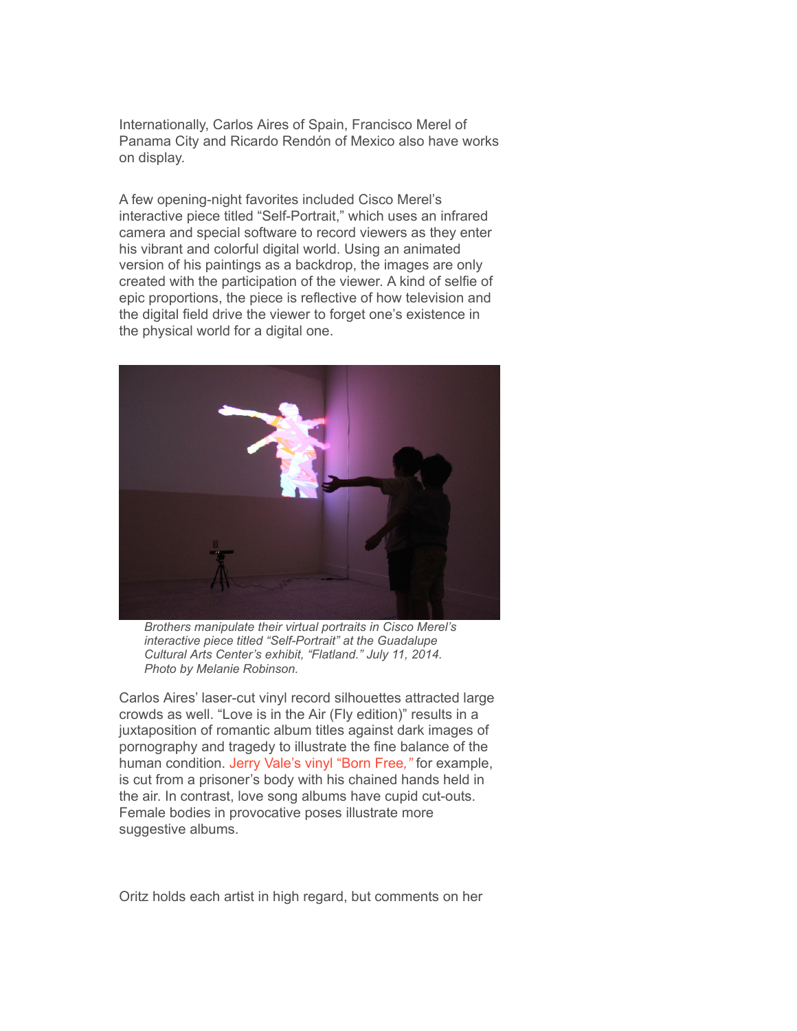Internationally, Carlos Aires of Spain, Francisco Merel of Panama City and Ricardo Rendón of Mexico also have works on display.

A few opening-night favorites included Cisco Merel's interactive piece titled "Self-Portrait," which uses an infrared camera and special software to record viewers as they enter his vibrant and colorful digital world. Using an animated version of his paintings as a backdrop, the images are only created with the participation of the viewer. A kind of selfie of epic proportions, the piece is reflective of how television and the digital field drive the viewer to forget one's existence in the physical world for a digital one.

*Brothers manipulate their virtual portraits in Cisco Merel's interactive piece titled "Self-Portrait" at the Guadalupe Cultural Arts Center's exhibit, "Flatland." July 11, 2014. Photo by Melanie Robinson.*

Carlos Aires' laser-cut vinyl record silhouettes attracted large crowds as well. "Love is in the Air (Fly edition)" results in a juxtaposition of romantic album titles against dark images of pornography and tragedy to illustrate the fine balance of the human condition. Jerry Vale's vinyl "Born Free," for example, is cut from a prisoner's body with his chained hands held in the air. In contrast, love song albums have cupid cut-outs. Female bodies in provocative poses illustrate more suggestive albums.

Oritz holds each artist in high regard, but comments on her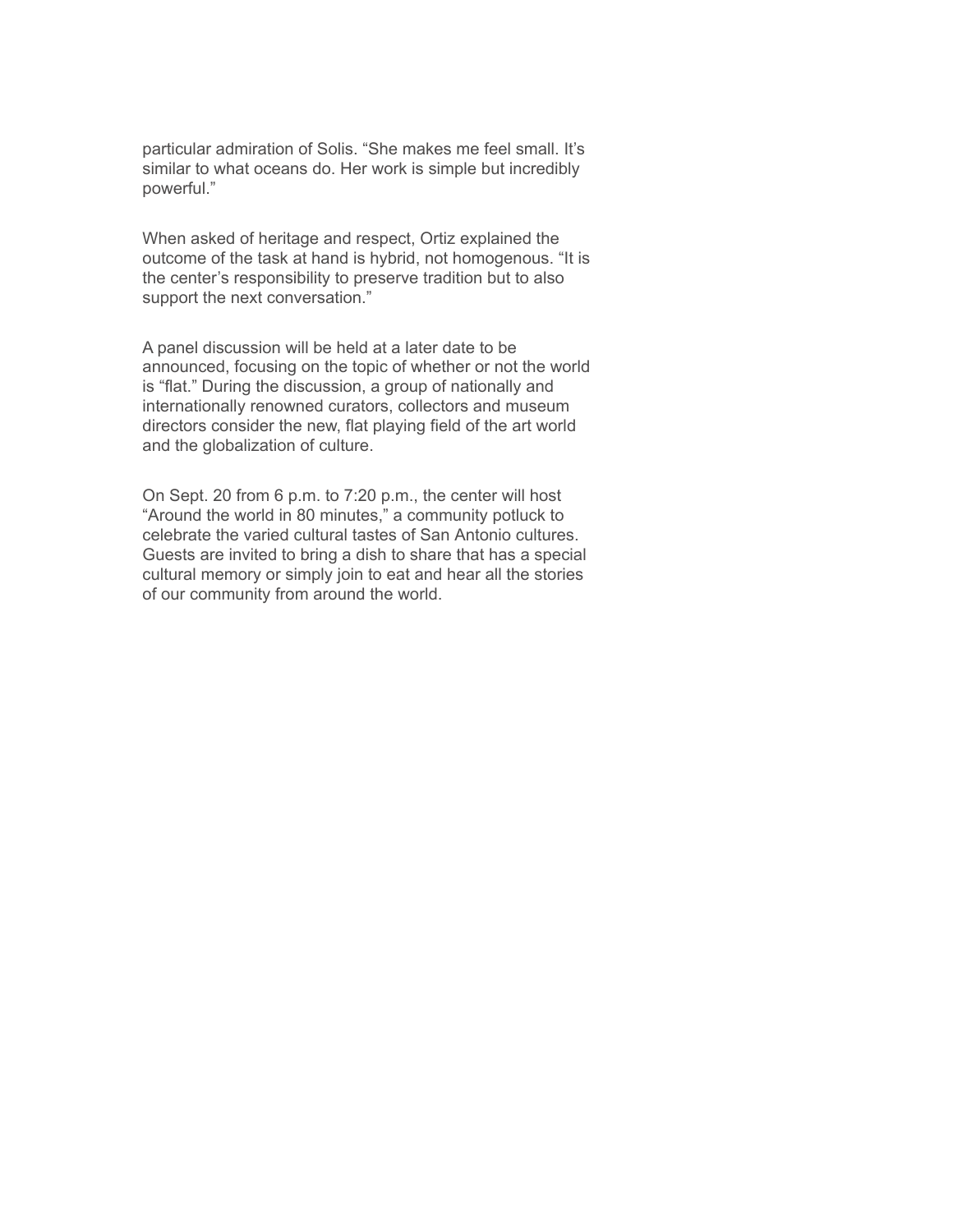particular admiration of Solis. “She makes me feel small. It’s similar to what oceans do. Her work is simple but incredibly powerful.”

When asked of heritage and respect, Ortiz explained the outcome of the task at hand is hybrid, not homogenous. “It is the center’s responsibility to preserve tradition but to also support the next conversation.”

A panel discussion will be held at a later date to be announced, focusing on the topic of whether or not the world is “flat.” During the discussion, a group of nationally and internationally renowned curators, collectors and museum directors consider the new, flat playing field of the art world and the globalization of culture.

On Sept. 20 from 6 p.m. to 7:20 p.m., the center will host “Around the world in 80 minutes,” a community potluck to celebrate the varied cultural tastes of San Antonio cultures. Guests are invited to bring a dish to share that has a special cultural memory or simply join to eat and hear all the stories of our community from around the world.